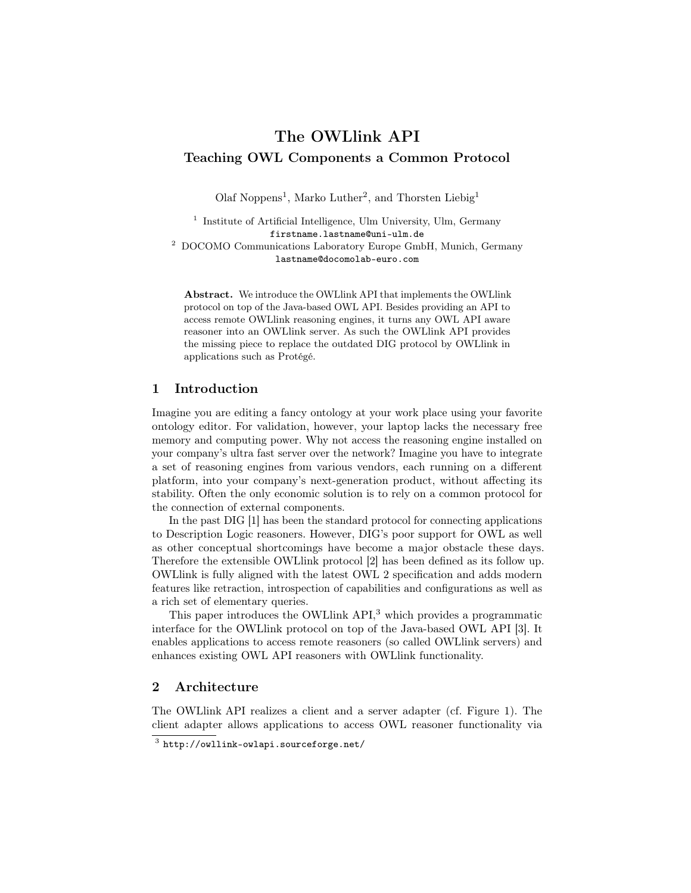# The OWLlink API

## Teaching OWL Components a Common Protocol

Olaf Noppens[1], Marko Luther[2], and Thorsten Liebig[1]

[1] Institute of Artificial Intelligence, Ulm University, Ulm, Germany
firstname.lastname@uni-ulm.de
[2] DOCOMO Communications Laboratory Europe GmbH, Munich, Germany
lastname@docomolab-euro.com

**Abstract.** We introduce the OWLlink API that implements the OWLlink protocol on top of the Java-based OWL API. Besides providing an API to access remote OWLlink reasoning engines, it turns any OWL API aware reasoner into an OWLlink server. As such the OWLlink API provides the missing piece to replace the outdated DIG protocol by OWLlink in applications such as Protégé.

## 1 Introduction

Imagine you are editing a fancy ontology at your work place using your favorite ontology editor. For validation, however, your laptop lacks the necessary free memory and computing power. Why not access the reasoning engine installed on your company's ultra fast server over the network? Imagine you have to integrate a set of reasoning engines from various vendors, each running on a different platform, into your company's next-generation product, without affecting its stability. Often the only economic solution is to rely on a common protocol for the connection of external components.

In the past DIG [1] has been the standard protocol for connecting applications to Description Logic reasoners. However, DIG's poor support for OWL as well as other conceptual shortcomings have become a major obstacle these days. Therefore the extensible OWLlink protocol [2] has been defined as its follow up. OWLlink is fully aligned with the latest OWL 2 specification and adds modern features like retraction, introspection of capabilities and configurations as well as a rich set of elementary queries.

This paper introduces the OWLlink API,[3] which provides a programmatic interface for the OWLlink protocol on top of the Java-based OWL API [3]. It enables applications to access remote reasoners (so called OWLlink servers) and enhances existing OWL API reasoners with OWLlink functionality.

## 2 Architecture

The OWLlink API realizes a client and a server adapter (cf. Figure 1). The client adapter allows applications to access OWL reasoner functionality via

[3] http://owllink-owlapi.sourceforge.net/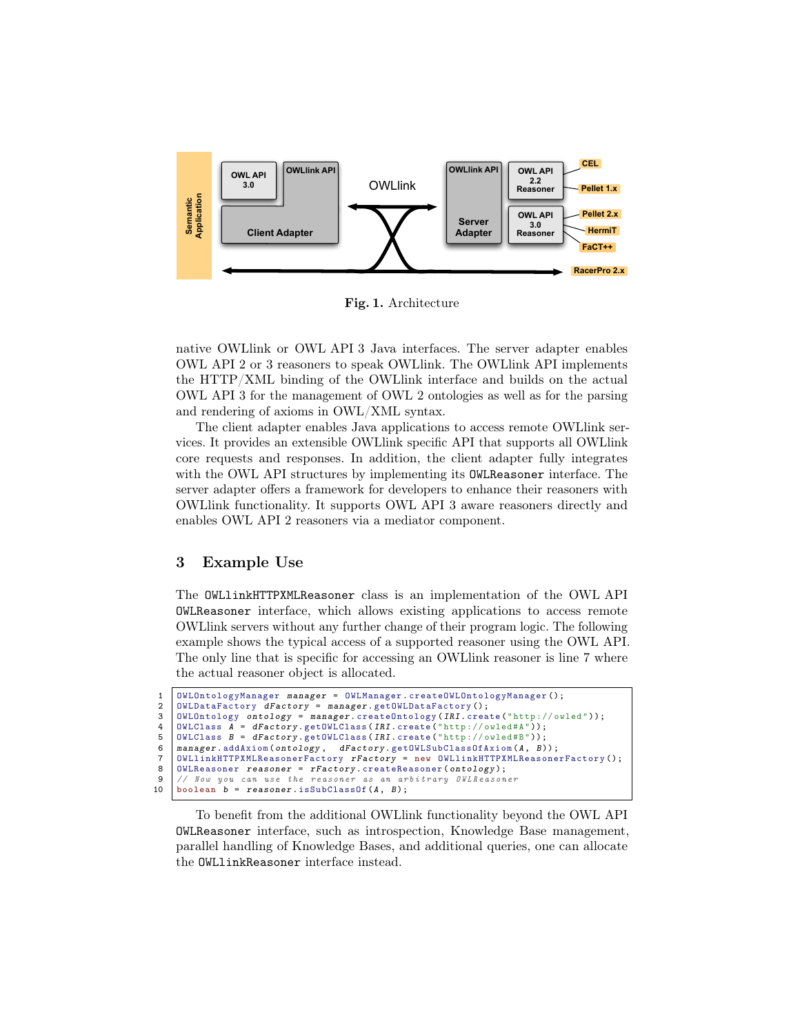Semantic Application

OWL API 3.0

OWLlink API

Client Adapter

OWLlink

OWLlink API

Server Adapter

OWL API 2.2 Reasoner

OWL API 3.0 Reasoner

CEL

Pellet 1.x

Pellet 2.x

HermiT

FaCT++

RacerPro 2.x

**Fig. 1.** Architecture

native OWLlink or OWL API 3 Java interfaces. The server adapter enables OWL API 2 or 3 reasoners to speak OWLlink. The OWLlink API implements the HTTP/XML binding of the OWLlink interface and builds on the actual OWL API 3 for the management of OWL 2 ontologies as well as for the parsing and rendering of axioms in OWL/XML syntax.

The client adapter enables Java applications to access remote OWLlink services. It provides an extensible OWLlink specific API that supports all OWLlink core requests and responses. In addition, the client adapter fully integrates with the OWL API structures by implementing its `OWLReasoner` interface. The server adapter offers a framework for developers to enhance their reasoners with OWLlink functionality. It supports OWL API 3 aware reasoners directly and enables OWL API 2 reasoners via a mediator component.

## 3 Example Use

The `OWLlinkHTTPXMLReasoner` class is an implementation of the OWL API `OWLReasoner` interface, which allows existing applications to access remote OWLlink servers without any further change of their program logic. The following example shows the typical access of a supported reasoner using the OWL API. The only line that is specific for accessing an OWLlink reasoner is line 7 where the actual reasoner object is allocated.

```
1  OWLOntologyManager manager = OWLManager.createOWLOntologyManager();
2  OWLDataFactory dFactory = manager.getOWLDataFactory();
3  OWLOntology ontology = manager.createOntology(IRI.create("http://owled"));
4  OWLClass A = dFactory.getOWLClass(IRI.create("http://owled#A"));
5  OWLClass B = dFactory.getOWLClass(IRI.create("http://owled#B"));
6  manager.addAxiom(ontology, dFactory.getOWLSubClassOfAxiom(A, B));
7  OWLlinkHTTPXMLReasonerFactory rFactory = new OWLlinkHTTPXMLReasonerFactory();
8  OWLReasoner reasoner = rFactory.createReasoner(ontology);
9  // Now you can use the reasoner as an arbitrary OWLReasoner
10 boolean b = reasoner.isSubClassOf(A, B);
```

To benefit from the additional OWLlink functionality beyond the OWL API `OWLReasoner` interface, such as introspection, Knowledge Base management, parallel handling of Knowledge Bases, and additional queries, one can allocate the `OWLlinkReasoner` interface instead.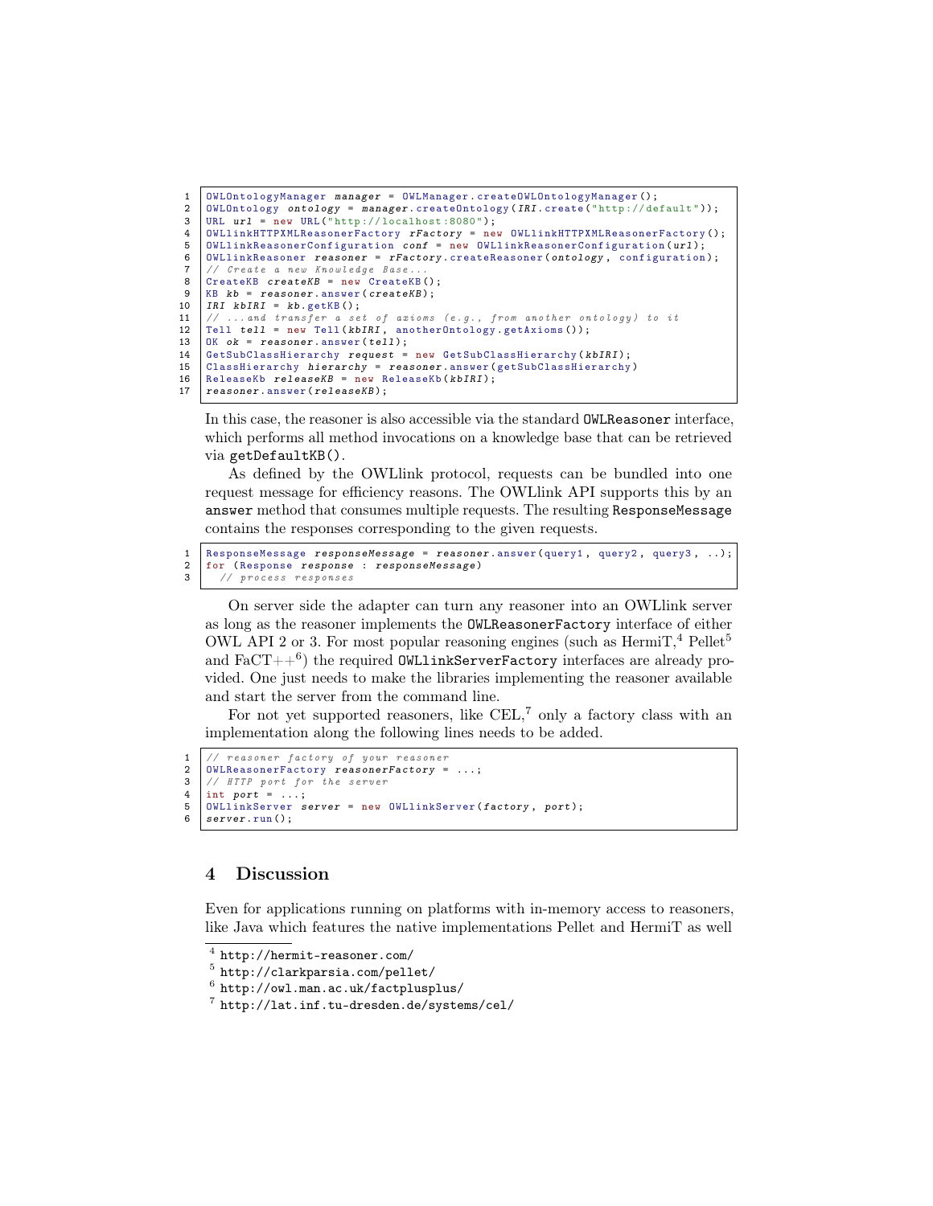```
OWLOntologyManager manager = OWLManager.createOWLOntologyManager();
OWLOntology ontology = manager.createOntology(IRI.create("http://default"));
URL url = new URL("http://localhost:8080");
OWLlinkHTTPXMLReasonerFactory rFactory = new OWLlinkHTTPXMLReasonerFactory();
OWLlinkReasonerConfiguration conf = new OWLlinkReasonerConfiguration(url);
OWLlinkReasoner reasoner = rFactory.createReasoner(ontology, configuration);
// Create a new Knowledge Base...
CreateKB createKB = new CreateKB();
KB kb = reasoner.answer(createKB);
IRI kbIRI = kb.getKB();
// ...and transfer a set of axioms (e.g., from another ontology) to it
Tell tell = new Tell(kbIRI, anotherOntology.getAxioms());
OK ok = reasoner.answer(tell);
GetSubClassHierarchy request = new GetSubClassHierarchy(kbIRI);
ClassHierarchy hierarchy = reasoner.answer(getSubClassHierarchy)
ReleaseKb releaseKB = new ReleaseKb(kbIRI);
reasoner.answer(releaseKB);
```

In this case, the reasoner is also accessible via the standard `OWLReasoner` interface, which performs all method invocations on a knowledge base that can be retrieved via `getDefaultKB()`.

As defined by the OWLlink protocol, requests can be bundled into one request message for efficiency reasons. The OWLlink API supports this by an `answer` method that consumes multiple requests. The resulting `ResponseMessage` contains the responses corresponding to the given requests.

```
ResponseMessage responseMessage = reasoner.answer(query1, query2, query3, ..);
for (Response response : responseMessage)
  // process responses
```

On server side the adapter can turn any reasoner into an OWLlink server as long as the reasoner implements the `OWLReasonerFactory` interface of either OWL API 2 or 3. For most popular reasoning engines (such as HermiT,[4] Pellet[5] and FaCT++[6]) the required `OWLlinkServerFactory` interfaces are already provided. One just needs to make the libraries implementing the reasoner available and start the server from the command line.

For not yet supported reasoners, like CEL,[7] only a factory class with an implementation along the following lines needs to be added.

```
// reasoner factory of your reasoner
OWLReasonerFactory reasonerFactory = ...;
// HTTP port for the server
int port = ...;
OWLlinkServer server = new OWLlinkServer(factory, port);
server.run();
```

## 4 Discussion

Even for applications running on platforms with in-memory access to reasoners, like Java which features the native implementations Pellet and HermiT as well

[4] http://hermit-reasoner.com/

[5] http://clarkparsia.com/pellet/

[6] http://owl.man.ac.uk/factplusplus/

[7] http://lat.inf.tu-dresden.de/systems/cel/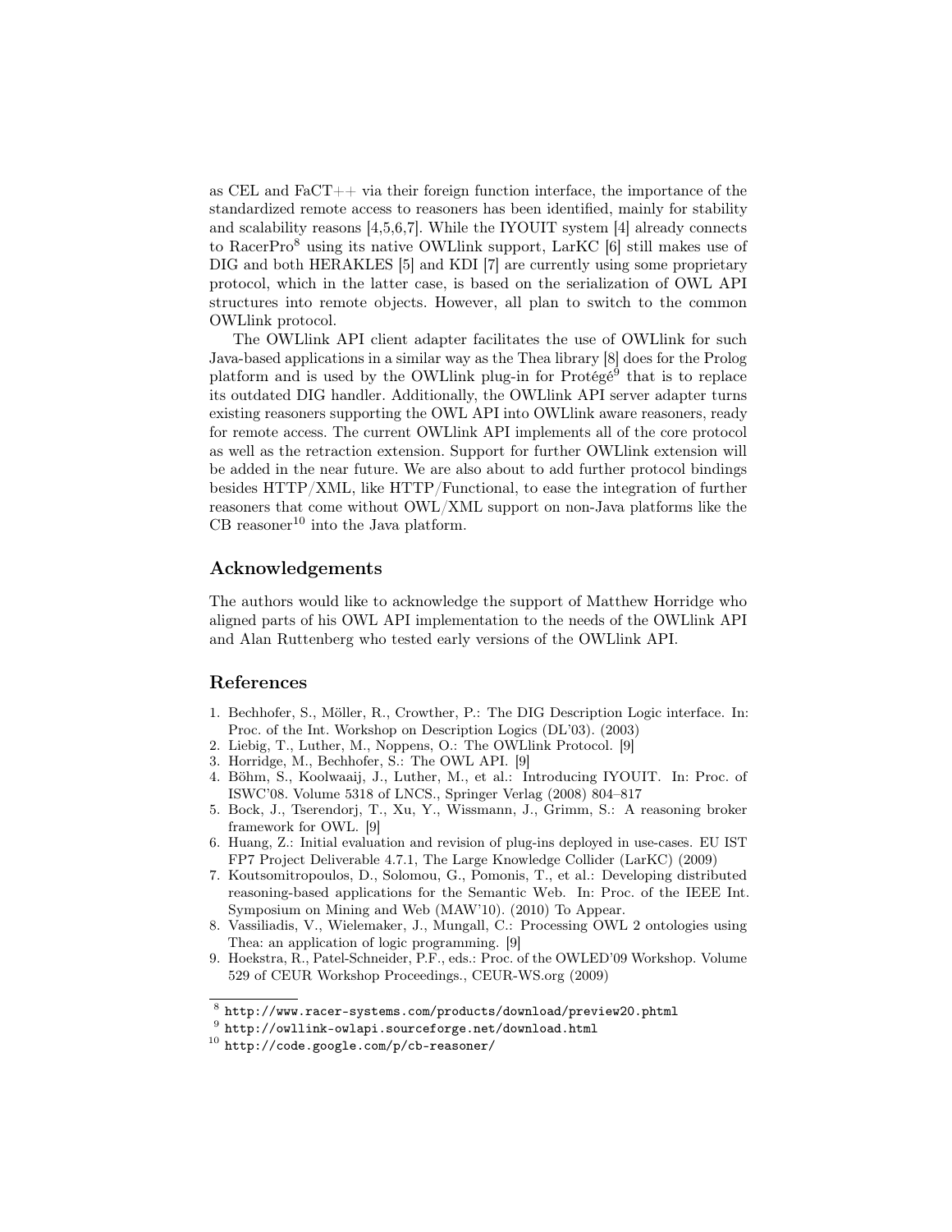as CEL and FaCT++ via their foreign function interface, the importance of the standardized remote access to reasoners has been identified, mainly for stability and scalability reasons [4,5,6,7]. While the IYOUIT system [4] already connects to RacerPro[8] using its native OWLlink support, LarKC [6] still makes use of DIG and both HERAKLES [5] and KDI [7] are currently using some proprietary protocol, which in the latter case, is based on the serialization of OWL API structures into remote objects. However, all plan to switch to the common OWLlink protocol.

The OWLlink API client adapter facilitates the use of OWLlink for such Java-based applications in a similar way as the Thea library [8] does for the Prolog platform and is used by the OWLlink plug-in for Protégé[9] that is to replace its outdated DIG handler. Additionally, the OWLlink API server adapter turns existing reasoners supporting the OWL API into OWLlink aware reasoners, ready for remote access. The current OWLlink API implements all of the core protocol as well as the retraction extension. Support for further OWLlink extension will be added in the near future. We are also about to add further protocol bindings besides HTTP/XML, like HTTP/Functional, to ease the integration of further reasoners that come without OWL/XML support on non-Java platforms like the CB reasoner[10] into the Java platform.

## Acknowledgements

The authors would like to acknowledge the support of Matthew Horridge who aligned parts of his OWL API implementation to the needs of the OWLlink API and Alan Ruttenberg who tested early versions of the OWLlink API.

## References

1. Bechhofer, S., Möller, R., Crowther, P.: The DIG Description Logic interface. In: Proc. of the Int. Workshop on Description Logics (DL'03). (2003)
2. Liebig, T., Luther, M., Noppens, O.: The OWLlink Protocol. [9]
3. Horridge, M., Bechhofer, S.: The OWL API. [9]
4. Böhm, S., Koolwaaij, J., Luther, M., et al.: Introducing IYOUIT. In: Proc. of ISWC'08. Volume 5318 of LNCS., Springer Verlag (2008) 804–817
5. Bock, J., Tserendorj, T., Xu, Y., Wissmann, J., Grimm, S.: A reasoning broker framework for OWL. [9]
6. Huang, Z.: Initial evaluation and revision of plug-ins deployed in use-cases. EU IST FP7 Project Deliverable 4.7.1, The Large Knowledge Collider (LarKC) (2009)
7. Koutsomitropoulos, D., Solomou, G., Pomonis, T., et al.: Developing distributed reasoning-based applications for the Semantic Web. In: Proc. of the IEEE Int. Symposium on Mining and Web (MAW'10). (2010) To Appear.
8. Vassiliadis, V., Wielemaker, J., Mungall, C.: Processing OWL 2 ontologies using Thea: an application of logic programming. [9]
9. Hoekstra, R., Patel-Schneider, P.F., eds.: Proc. of the OWLED'09 Workshop. Volume 529 of CEUR Workshop Proceedings., CEUR-WS.org (2009)

[8] `http://www.racer-systems.com/products/download/preview20.phtml`

[9] `http://owllink-owlapi.sourceforge.net/download.html`

[10] `http://code.google.com/p/cb-reasoner/`